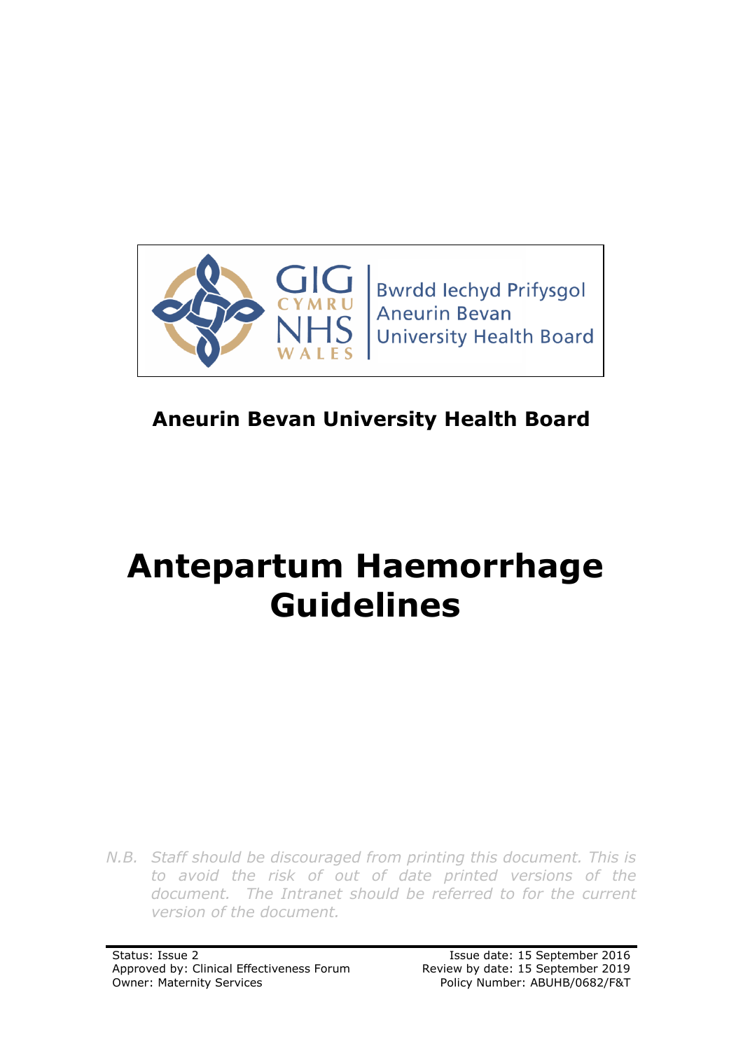GIG CYMRU NHS WALES | Bwrdd Iechyd Prifysgol Aneurin Bevan University Health Board

**Aneurin Bevan University Health Board**

# Antepartum Haemorrhage Guidelines

*N.B. Staff should be discouraged from printing this document. This is to avoid the risk of out of date printed versions of the document. The Intranet should be referred to for the current version of the document.*

Status: Issue 2
Approved by: Clinical Effectiveness Forum
Owner: Maternity Services

Issue date: 15 September 2016
Review by date: 15 September 2019
Policy Number: ABUHB/0682/F&T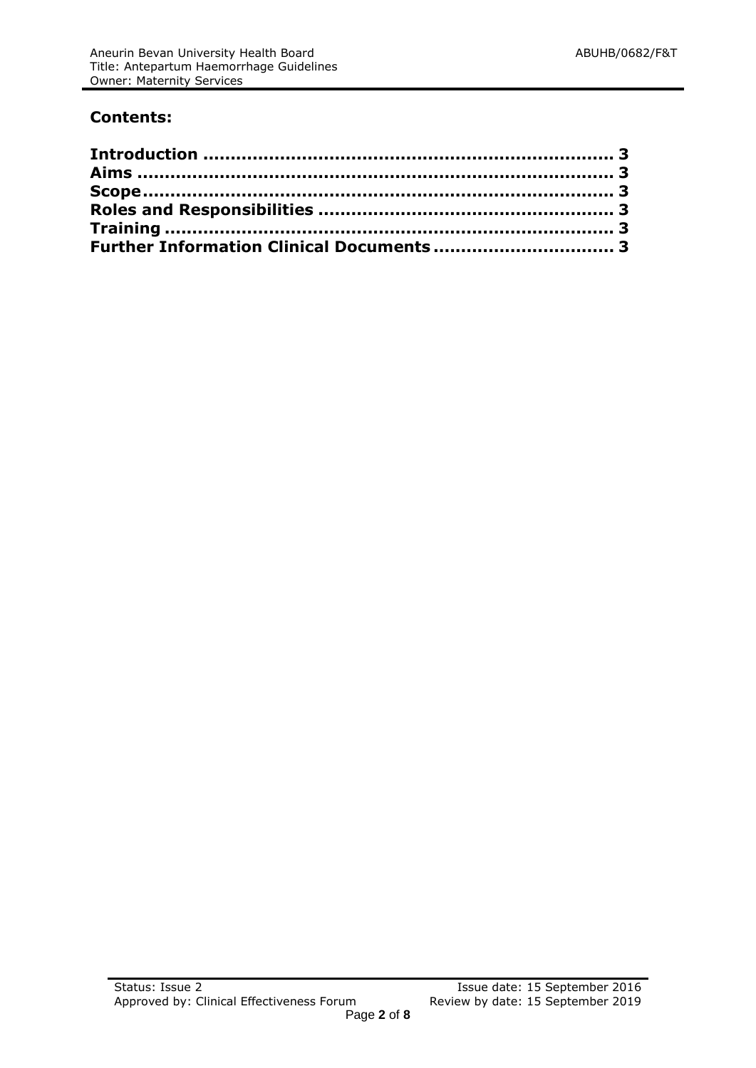## Contents:

**Introduction .......................................................................... 3**
**Aims ...................................................................................... 3**
**Scope...................................................................................... 3**
**Roles and Responsibilities ..................................................... 3**
**Training ................................................................................. 3**
**Further Information Clinical Documents ................................. 3**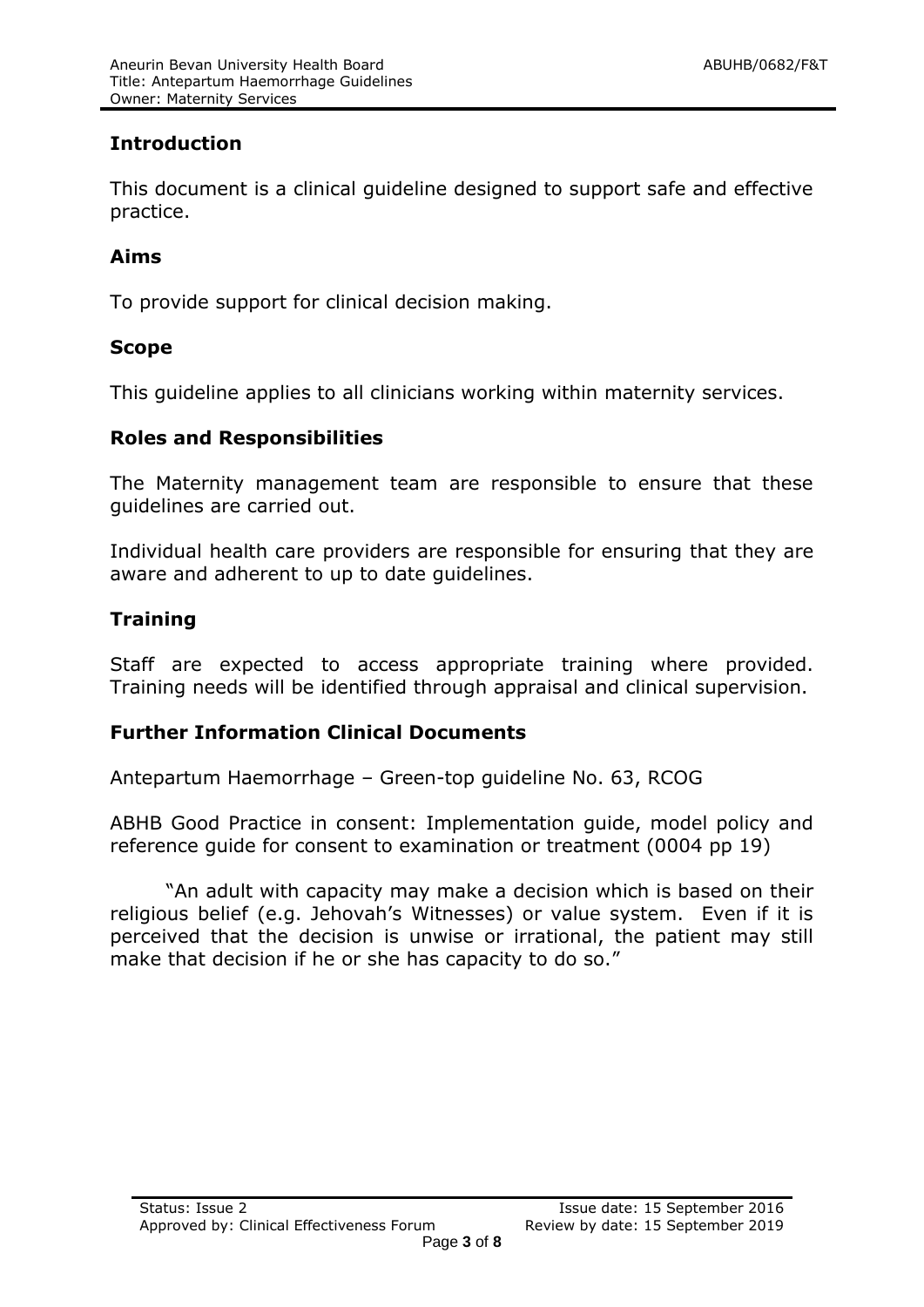## Introduction

This document is a clinical guideline designed to support safe and effective practice.

## Aims

To provide support for clinical decision making.

## Scope

This guideline applies to all clinicians working within maternity services.

## Roles and Responsibilities

The Maternity management team are responsible to ensure that these guidelines are carried out.

Individual health care providers are responsible for ensuring that they are aware and adherent to up to date guidelines.

## Training

Staff are expected to access appropriate training where provided. Training needs will be identified through appraisal and clinical supervision.

## Further Information Clinical Documents

Antepartum Haemorrhage – Green-top guideline No. 63, RCOG

ABHB Good Practice in consent: Implementation guide, model policy and reference guide for consent to examination or treatment (0004 pp 19)

"An adult with capacity may make a decision which is based on their religious belief (e.g. Jehovah's Witnesses) or value system. Even if it is perceived that the decision is unwise or irrational, the patient may still make that decision if he or she has capacity to do so."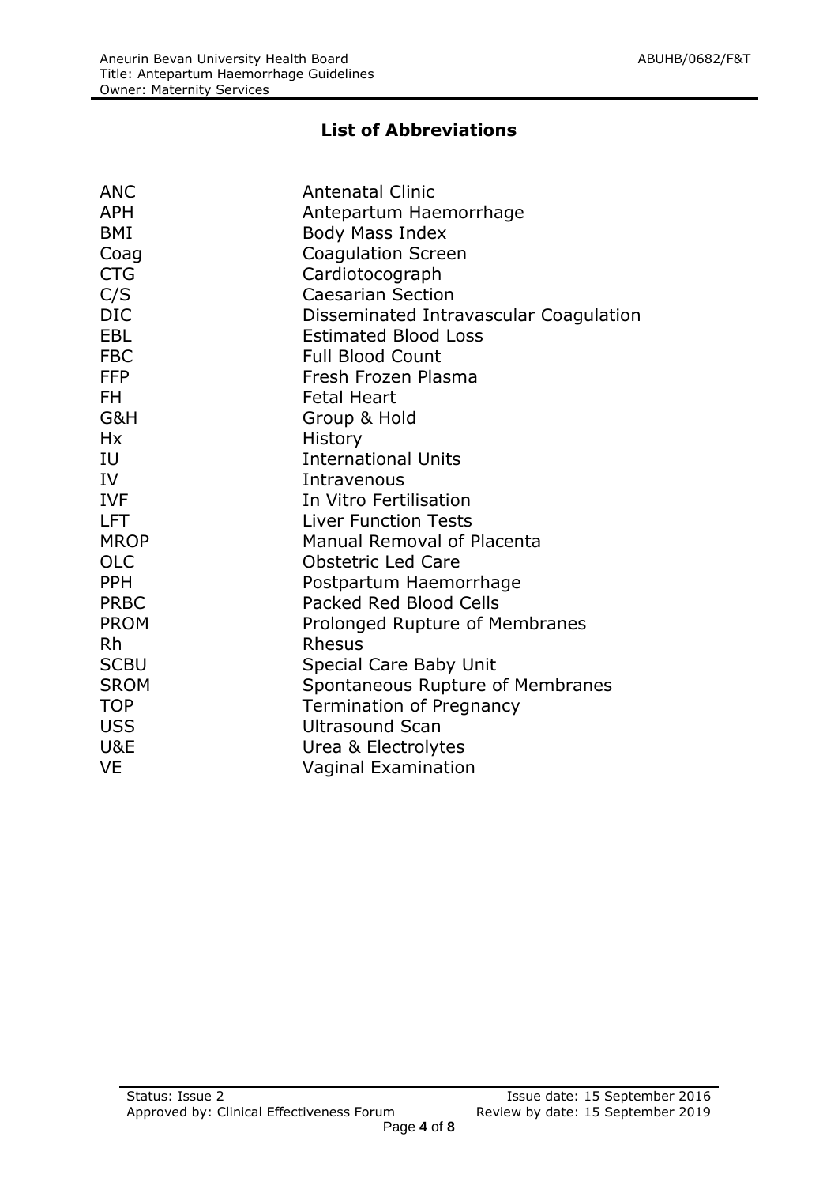## List of Abbreviations

| | |
|---|---|
| ANC | Antenatal Clinic |
| APH | Antepartum Haemorrhage |
| BMI | Body Mass Index |
| Coag | Coagulation Screen |
| CTG | Cardiotocograph |
| C/S | Caesarian Section |
| DIC | Disseminated Intravascular Coagulation |
| EBL | Estimated Blood Loss |
| FBC | Full Blood Count |
| FFP | Fresh Frozen Plasma |
| FH | Fetal Heart |
| G&H | Group & Hold |
| Hx | History |
| IU | International Units |
| IV | Intravenous |
| IVF | In Vitro Fertilisation |
| LFT | Liver Function Tests |
| MROP | Manual Removal of Placenta |
| OLC | Obstetric Led Care |
| PPH | Postpartum Haemorrhage |
| PRBC | Packed Red Blood Cells |
| PROM | Prolonged Rupture of Membranes |
| Rh | Rhesus |
| SCBU | Special Care Baby Unit |
| SROM | Spontaneous Rupture of Membranes |
| TOP | Termination of Pregnancy |
| USS | Ultrasound Scan |
| U&E | Urea & Electrolytes |
| VE | Vaginal Examination |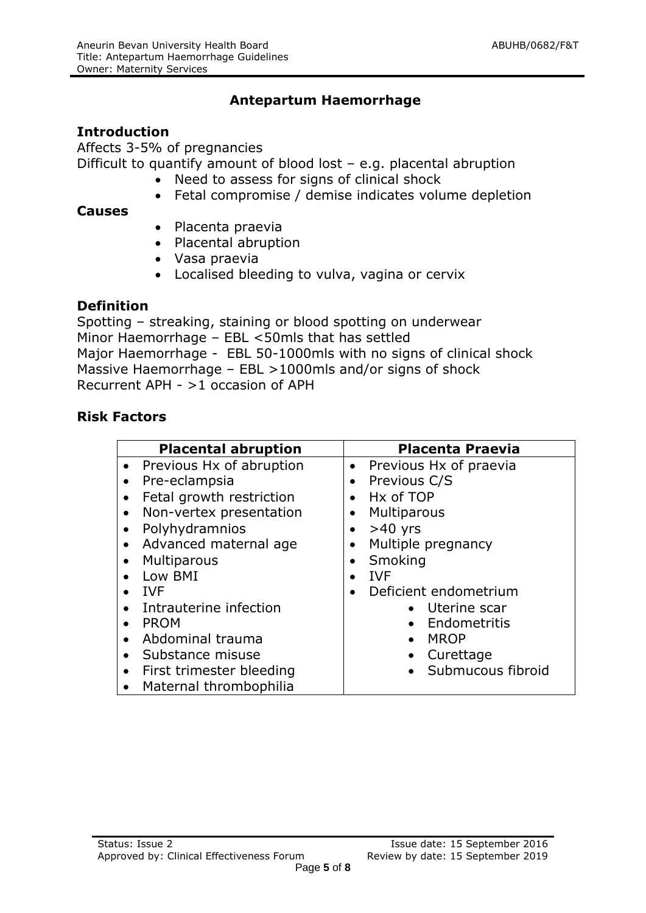# Antepartum Haemorrhage

## Introduction

Affects 3-5% of pregnancies

Difficult to quantify amount of blood lost – e.g. placental abruption

- Need to assess for signs of clinical shock
- Fetal compromise / demise indicates volume depletion

### Causes

- Placenta praevia
- Placental abruption
- Vasa praevia
- Localised bleeding to vulva, vagina or cervix

## Definition

Spotting – streaking, staining or blood spotting on underwear
Minor Haemorrhage – EBL <50mls that has settled
Major Haemorrhage - EBL 50-1000mls with no signs of clinical shock
Massive Haemorrhage – EBL >1000mls and/or signs of shock
Recurrent APH - >1 occasion of APH

## Risk Factors

| Placental abruption | Placenta Praevia |
|---|---|
| • Previous Hx of abruption<br>• Pre-eclampsia<br>• Fetal growth restriction<br>• Non-vertex presentation<br>• Polyhydramnios<br>• Advanced maternal age<br>• Multiparous<br>• Low BMI<br>• IVF<br>• Intrauterine infection<br>• PROM<br>• Abdominal trauma<br>• Substance misuse<br>• First trimester bleeding<br>• Maternal thrombophilia | • Previous Hx of praevia<br>• Previous C/S<br>• Hx of TOP<br>• Multiparous<br>• >40 yrs<br>• Multiple pregnancy<br>• Smoking<br>• IVF<br>• Deficient endometrium<br>&nbsp;&nbsp;&nbsp;&nbsp;• Uterine scar<br>&nbsp;&nbsp;&nbsp;&nbsp;• Endometritis<br>&nbsp;&nbsp;&nbsp;&nbsp;• MROP<br>&nbsp;&nbsp;&nbsp;&nbsp;• Curettage<br>&nbsp;&nbsp;&nbsp;&nbsp;• Submucous fibroid |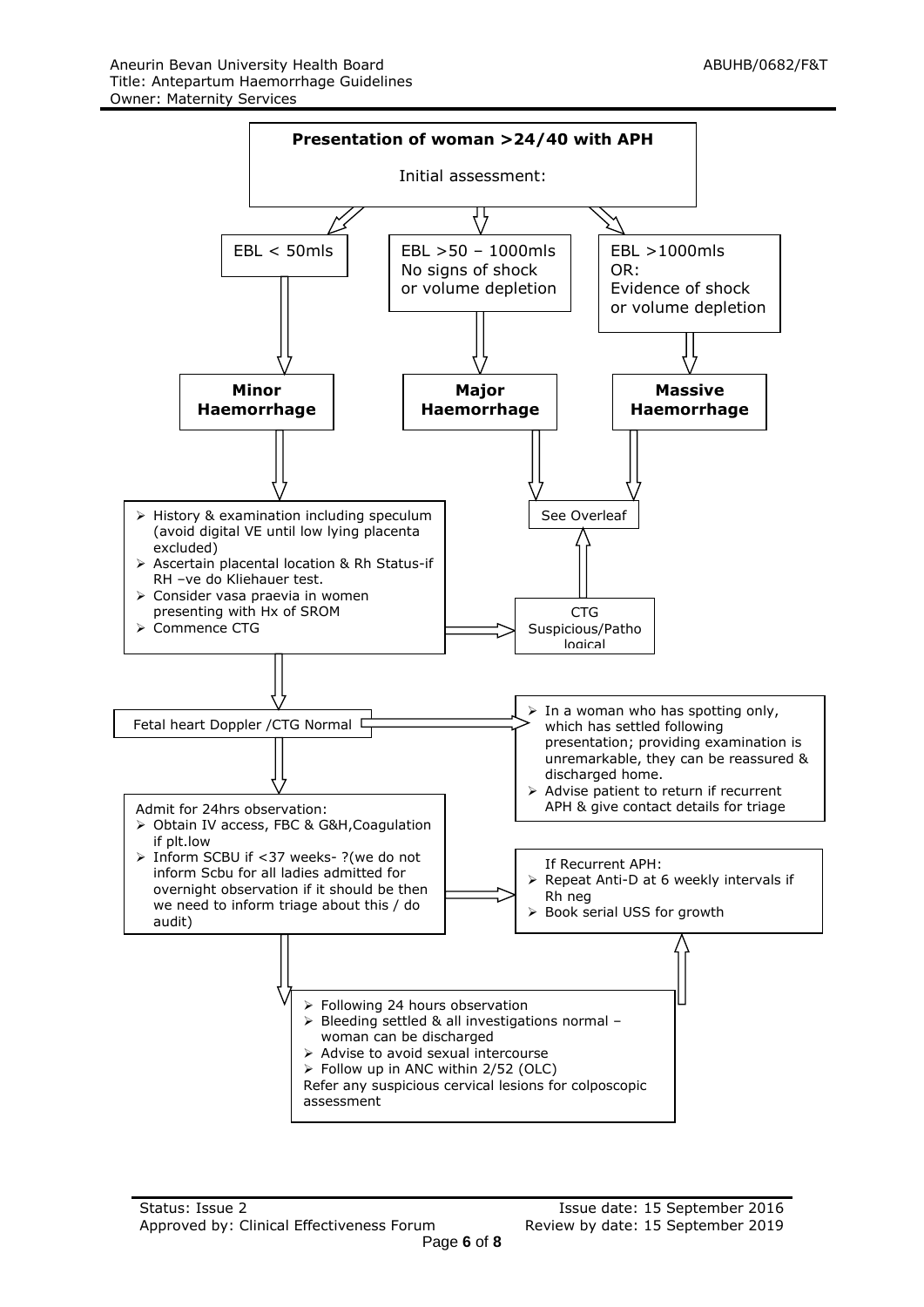**Presentation of woman >24/40 with APH**

Initial assessment:

- EBL < 50mls → **Minor Haemorrhage**
- EBL >50 – 1000mls, No signs of shock or volume depletion → **Major Haemorrhage** → See Overleaf
- EBL >1000mls OR: Evidence of shock or volume depletion → **Massive Haemorrhage** → See Overleaf

**Minor Haemorrhage:**

- History & examination including speculum (avoid digital VE until low lying placenta excluded)
- Ascertain placental location & Rh Status-if RH –ve do Kliehauer test.
- Consider vasa praevia in women presenting with Hx of SROM
- Commence CTG

→ CTG Suspicious/Pathological → See Overleaf

Fetal heart Doppler /CTG Normal

→
- In a woman who has spotting only, which has settled following presentation; providing examination is unremarkable, they can be reassured & discharged home.
- Advise patient to return if recurrent APH & give contact details for triage

Admit for 24hrs observation:
- Obtain IV access, FBC & G&H,Coagulation if plt.low
- Inform SCBU if <37 weeks- ?(we do not inform Scbu for all ladies admitted for overnight observation if it should be then we need to inform triage about this / do audit)

→ If Recurrent APH:
- Repeat Anti-D at 6 weekly intervals if Rh neg
- Book serial USS for growth

- Following 24 hours observation
- Bleeding settled & all investigations normal – woman can be discharged
- Advise to avoid sexual intercourse
- Follow up in ANC within 2/52 (OLC)

Refer any suspicious cervical lesions for colposcopic assessment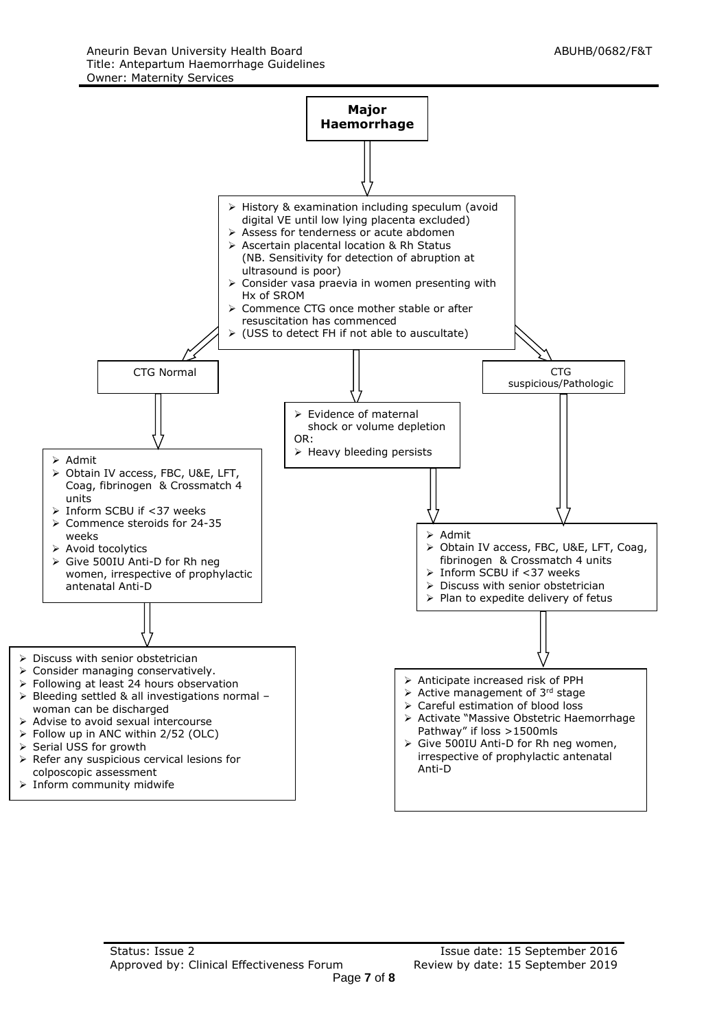# Major Haemorrhage

- History & examination including speculum (avoid digital VE until low lying placenta excluded)
- Assess for tenderness or acute abdomen
- Ascertain placental location & Rh Status (NB. Sensitivity for detection of abruption at ultrasound is poor)
- Consider vasa praevia in women presenting with Hx of SROM
- Commence CTG once mother stable or after resuscitation has commenced
- (USS to detect FH if not able to auscultate)

## CTG Normal

- Admit
- Obtain IV access, FBC, U&E, LFT, Coag, fibrinogen & Crossmatch 4 units
- Inform SCBU if <37 weeks
- Commence steroids for 24-35 weeks
- Avoid tocolytics
- Give 500IU Anti-D for Rh neg women, irrespective of prophylactic antenatal Anti-D

Then:

- Discuss with senior obstetrician
- Consider managing conservatively.
- Following at least 24 hours observation
- Bleeding settled & all investigations normal – woman can be discharged
- Advise to avoid sexual intercourse
- Follow up in ANC within 2/52 (OLC)
- Serial USS for growth
- Refer any suspicious cervical lesions for colposcopic assessment
- Inform community midwife

## Evidence of maternal shock or volume depletion OR heavy bleeding persists / CTG suspicious/Pathologic

- Evidence of maternal shock or volume depletion

OR:

- Heavy bleeding persists

CTG suspicious/Pathologic

Both lead to:

- Admit
- Obtain IV access, FBC, U&E, LFT, Coag, fibrinogen & Crossmatch 4 units
- Inform SCBU if <37 weeks
- Discuss with senior obstetrician
- Plan to expedite delivery of fetus

Then:

- Anticipate increased risk of PPH
- Active management of 3rd stage
- Careful estimation of blood loss
- Activate "Massive Obstetric Haemorrhage Pathway" if loss >1500mls
- Give 500IU Anti-D for Rh neg women, irrespective of prophylactic antenatal Anti-D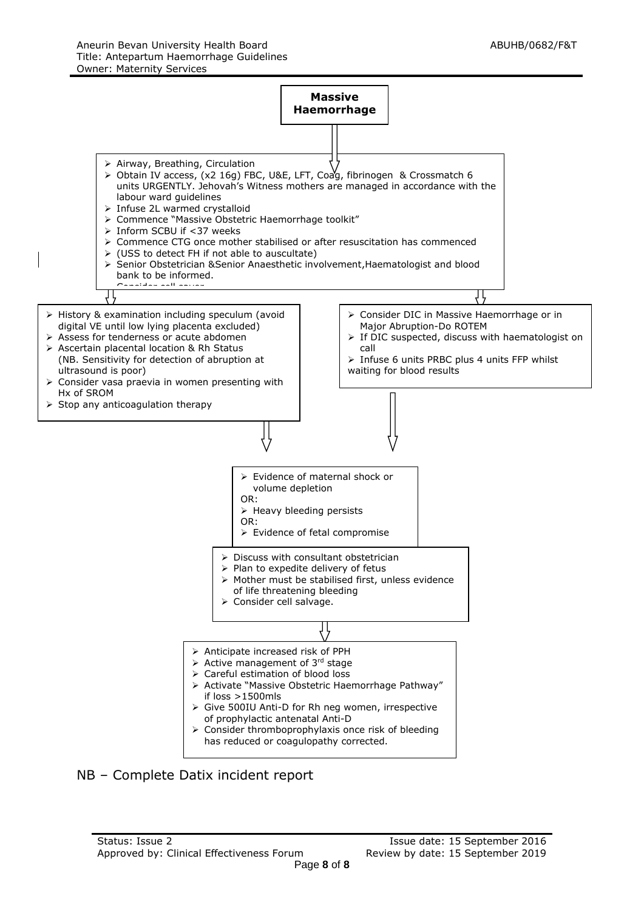**Massive Haemorrhage**

- Airway, Breathing, Circulation
- Obtain IV access, (x2 16g) FBC, U&E, LFT, Coag, fibrinogen & Crossmatch 6 units URGENTLY. Jehovah's Witness mothers are managed in accordance with the labour ward guidelines
- Infuse 2L warmed crystalloid
- Commence "Massive Obstetric Haemorrhage toolkit"
- Inform SCBU if <37 weeks
- Commence CTG once mother stabilised or after resuscitation has commenced
- (USS to detect FH if not able to auscultate)
- Senior Obstetrician &Senior Anaesthetic involvement,Haematologist and blood bank to be informed.
- Consider cell saver

---

- History & examination including speculum (avoid digital VE until low lying placenta excluded)
- Assess for tenderness or acute abdomen
- Ascertain placental location & Rh Status (NB. Sensitivity for detection of abruption at ultrasound is poor)
- Consider vasa praevia in women presenting with Hx of SROM
- Stop any anticoagulation therapy

---

- Consider DIC in Massive Haemorrhage or in Major Abruption-Do ROTEM
- If DIC suspected, discuss with haematologist on call
- Infuse 6 units PRBC plus 4 units FFP whilst waiting for blood results

---

- Evidence of maternal shock or volume depletion

OR:

- Heavy bleeding persists

OR:

- Evidence of fetal compromise

---

- Discuss with consultant obstetrician
- Plan to expedite delivery of fetus
- Mother must be stabilised first, unless evidence of life threatening bleeding
- Consider cell salvage.

---

- Anticipate increased risk of PPH
- Active management of 3rd stage
- Careful estimation of blood loss
- Activate "Massive Obstetric Haemorrhage Pathway" if loss >1500mls
- Give 500IU Anti-D for Rh neg women, irrespective of prophylactic antenatal Anti-D
- Consider thromboprophylaxis once risk of bleeding has reduced or coagulopathy corrected.

NB – Complete Datix incident report

Status: Issue 2
Approved by: Clinical Effectiveness Forum
Issue date: 15 September 2016
Review by date: 15 September 2019